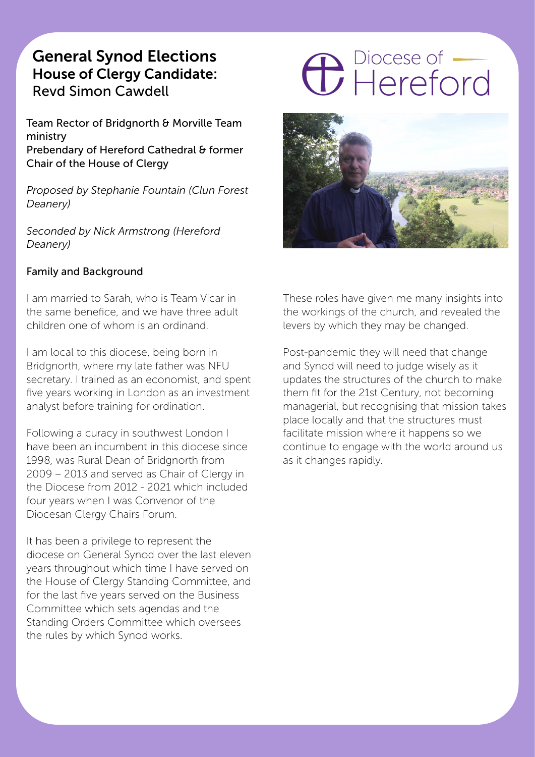# General Synod Elections
## House of Clergy Candidate:
## Revd Simon Cawdell

Diocese of Hereford

Team Rector of Bridgnorth & Morville Team ministry
Prebendary of Hereford Cathedral & former Chair of the House of Clergy

*Proposed by Stephanie Fountain (Clun Forest Deanery)*

*Seconded by Nick Armstrong (Hereford Deanery)*

### Family and Background

I am married to Sarah, who is Team Vicar in the same benefice, and we have three adult children one of whom is an ordinand.

I am local to this diocese, being born in Bridgnorth, where my late father was NFU secretary. I trained as an economist, and spent five years working in London as an investment analyst before training for ordination.

Following a curacy in southwest London I have been an incumbent in this diocese since 1998, was Rural Dean of Bridgnorth from 2009 – 2013 and served as Chair of Clergy in the Diocese from 2012 - 2021 which included four years when I was Convenor of the Diocesan Clergy Chairs Forum.

It has been a privilege to represent the diocese on General Synod over the last eleven years throughout which time I have served on the House of Clergy Standing Committee, and for the last five years served on the Business Committee which sets agendas and the Standing Orders Committee which oversees the rules by which Synod works.

These roles have given me many insights into the workings of the church, and revealed the levers by which they may be changed.

Post-pandemic they will need that change and Synod will need to judge wisely as it updates the structures of the church to make them fit for the 21st Century, not becoming managerial, but recognising that mission takes place locally and that the structures must facilitate mission where it happens so we continue to engage with the world around us as it changes rapidly.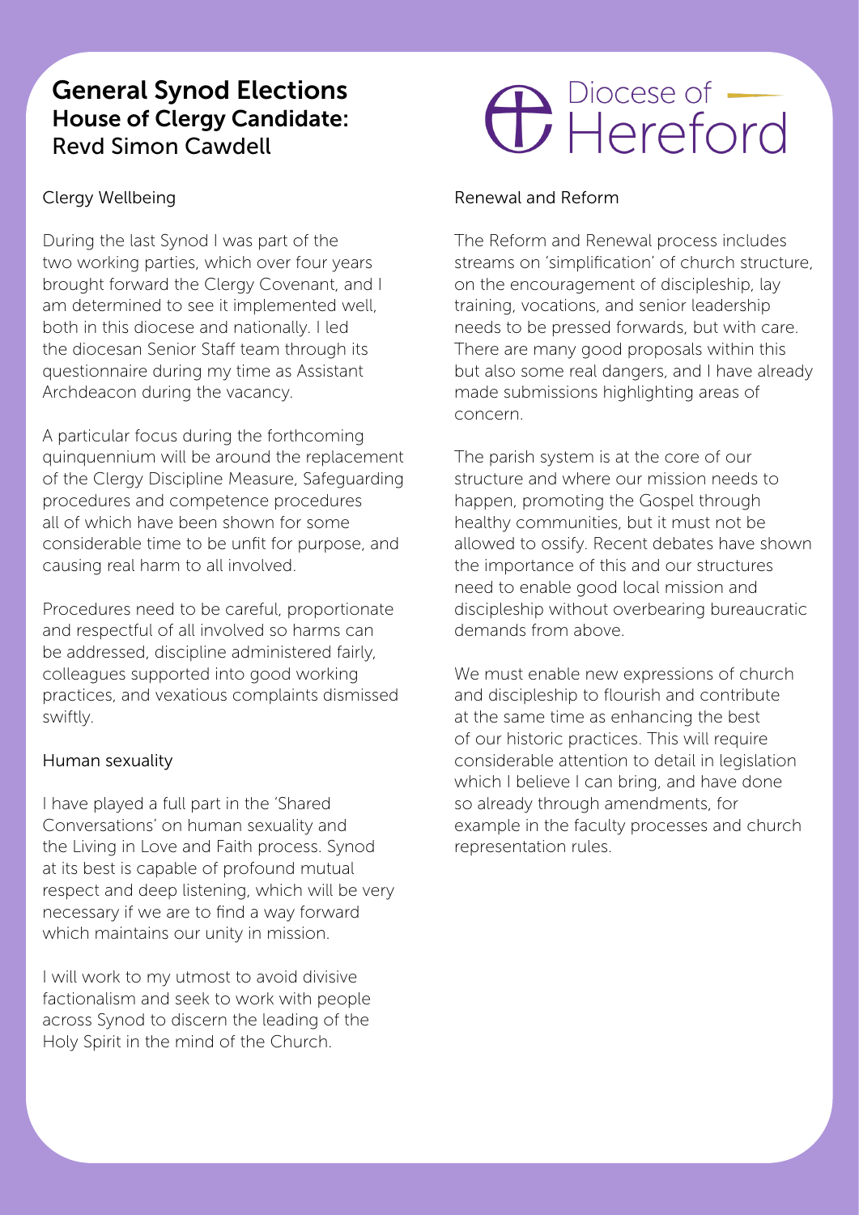# General Synod Elections
## House of Clergy Candidate:
## Revd Simon Cawdell

Diocese of Hereford

### Clergy Wellbeing

During the last Synod I was part of the two working parties, which over four years brought forward the Clergy Covenant, and I am determined to see it implemented well, both in this diocese and nationally. I led the diocesan Senior Staff team through its questionnaire during my time as Assistant Archdeacon during the vacancy.

A particular focus during the forthcoming quinquennium will be around the replacement of the Clergy Discipline Measure, Safeguarding procedures and competence procedures all of which have been shown for some considerable time to be unfit for purpose, and causing real harm to all involved.

Procedures need to be careful, proportionate and respectful of all involved so harms can be addressed, discipline administered fairly, colleagues supported into good working practices, and vexatious complaints dismissed swiftly.

### Human sexuality

I have played a full part in the 'Shared Conversations' on human sexuality and the Living in Love and Faith process. Synod at its best is capable of profound mutual respect and deep listening, which will be very necessary if we are to find a way forward which maintains our unity in mission.

I will work to my utmost to avoid divisive factionalism and seek to work with people across Synod to discern the leading of the Holy Spirit in the mind of the Church.

### Renewal and Reform

The Reform and Renewal process includes streams on 'simplification' of church structure, on the encouragement of discipleship, lay training, vocations, and senior leadership needs to be pressed forwards, but with care. There are many good proposals within this but also some real dangers, and I have already made submissions highlighting areas of concern.

The parish system is at the core of our structure and where our mission needs to happen, promoting the Gospel through healthy communities, but it must not be allowed to ossify. Recent debates have shown the importance of this and our structures need to enable good local mission and discipleship without overbearing bureaucratic demands from above.

We must enable new expressions of church and discipleship to flourish and contribute at the same time as enhancing the best of our historic practices. This will require considerable attention to detail in legislation which I believe I can bring, and have done so already through amendments, for example in the faculty processes and church representation rules.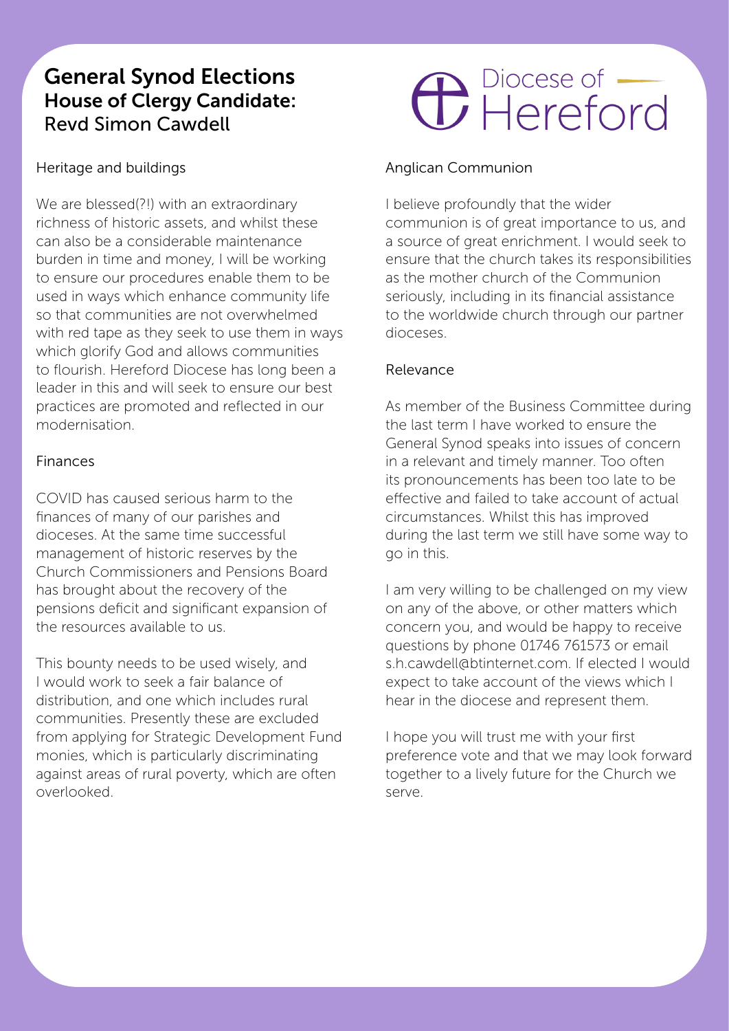# General Synod Elections
## House of Clergy Candidate:
## Revd Simon Cawdell

Diocese of Hereford

### Heritage and buildings

We are blessed(?!) with an extraordinary richness of historic assets, and whilst these can also be a considerable maintenance burden in time and money, I will be working to ensure our procedures enable them to be used in ways which enhance community life so that communities are not overwhelmed with red tape as they seek to use them in ways which glorify God and allows communities to flourish. Hereford Diocese has long been a leader in this and will seek to ensure our best practices are promoted and reflected in our modernisation.

### Finances

COVID has caused serious harm to the finances of many of our parishes and dioceses. At the same time successful management of historic reserves by the Church Commissioners and Pensions Board has brought about the recovery of the pensions deficit and significant expansion of the resources available to us.

This bounty needs to be used wisely, and I would work to seek a fair balance of distribution, and one which includes rural communities. Presently these are excluded from applying for Strategic Development Fund monies, which is particularly discriminating against areas of rural poverty, which are often overlooked.

### Anglican Communion

I believe profoundly that the wider communion is of great importance to us, and a source of great enrichment. I would seek to ensure that the church takes its responsibilities as the mother church of the Communion seriously, including in its financial assistance to the worldwide church through our partner dioceses.

### Relevance

As member of the Business Committee during the last term I have worked to ensure the General Synod speaks into issues of concern in a relevant and timely manner. Too often its pronouncements has been too late to be effective and failed to take account of actual circumstances. Whilst this has improved during the last term we still have some way to go in this.

I am very willing to be challenged on my view on any of the above, or other matters which concern you, and would be happy to receive questions by phone 01746 761573 or email s.h.cawdell@btinternet.com. If elected I would expect to take account of the views which I hear in the diocese and represent them.

I hope you will trust me with your first preference vote and that we may look forward together to a lively future for the Church we serve.